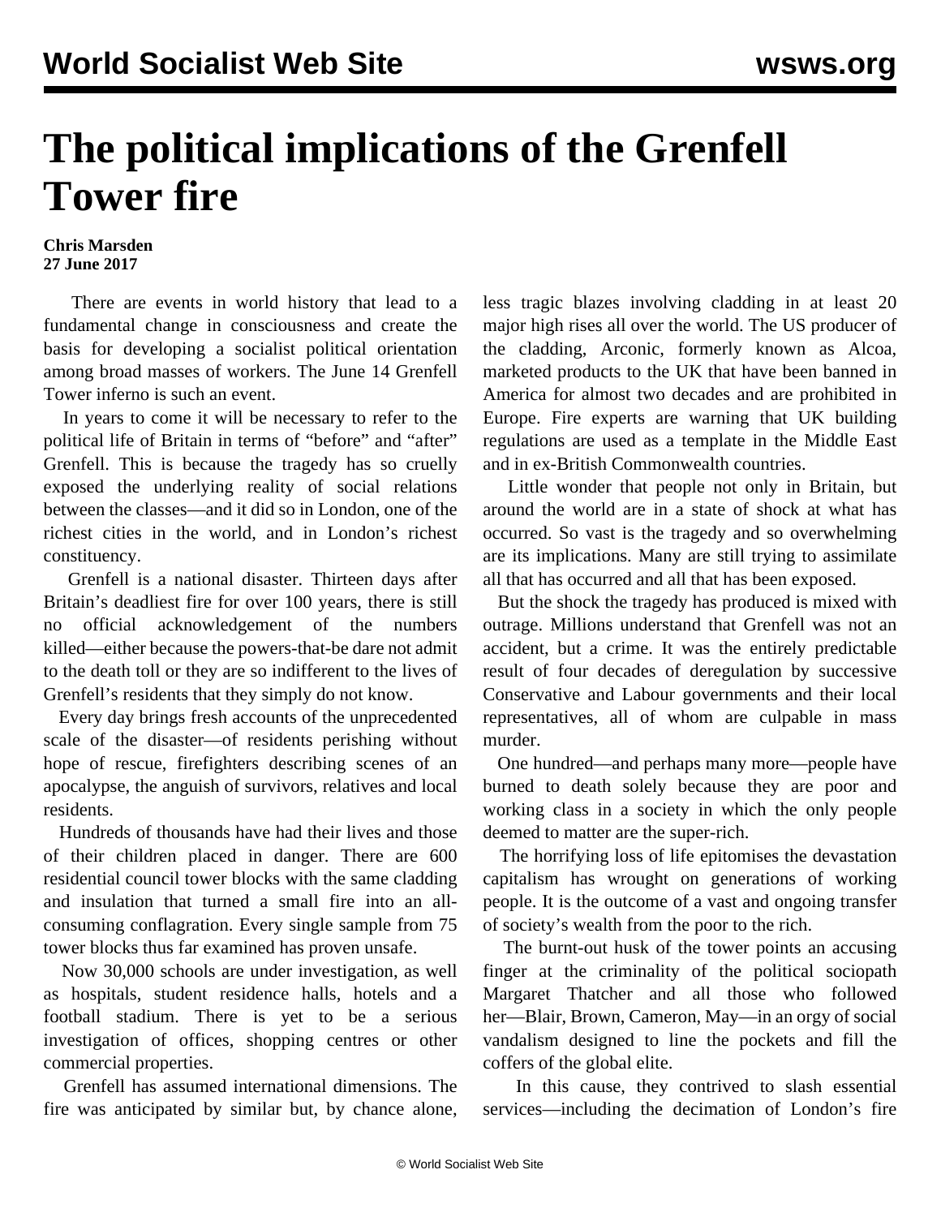# The political implications of the Grenfell Tower fire

**Chris Marsden**
**27 June 2017**

There are events in world history that lead to a fundamental change in consciousness and create the basis for developing a socialist political orientation among broad masses of workers. The June 14 Grenfell Tower inferno is such an event.

In years to come it will be necessary to refer to the political life of Britain in terms of "before" and "after" Grenfell. This is because the tragedy has so cruelly exposed the underlying reality of social relations between the classes—and it did so in London, one of the richest cities in the world, and in London's richest constituency.

Grenfell is a national disaster. Thirteen days after Britain's deadliest fire for over 100 years, there is still no official acknowledgement of the numbers killed—either because the powers-that-be dare not admit to the death toll or they are so indifferent to the lives of Grenfell's residents that they simply do not know.

Every day brings fresh accounts of the unprecedented scale of the disaster—of residents perishing without hope of rescue, firefighters describing scenes of an apocalypse, the anguish of survivors, relatives and local residents.

Hundreds of thousands have had their lives and those of their children placed in danger. There are 600 residential council tower blocks with the same cladding and insulation that turned a small fire into an all-consuming conflagration. Every single sample from 75 tower blocks thus far examined has proven unsafe.

Now 30,000 schools are under investigation, as well as hospitals, student residence halls, hotels and a football stadium. There is yet to be a serious investigation of offices, shopping centres or other commercial properties.

Grenfell has assumed international dimensions. The fire was anticipated by similar but, by chance alone, less tragic blazes involving cladding in at least 20 major high rises all over the world. The US producer of the cladding, Arconic, formerly known as Alcoa, marketed products to the UK that have been banned in America for almost two decades and are prohibited in Europe. Fire experts are warning that UK building regulations are used as a template in the Middle East and in ex-British Commonwealth countries.

Little wonder that people not only in Britain, but around the world are in a state of shock at what has occurred. So vast is the tragedy and so overwhelming are its implications. Many are still trying to assimilate all that has occurred and all that has been exposed.

But the shock the tragedy has produced is mixed with outrage. Millions understand that Grenfell was not an accident, but a crime. It was the entirely predictable result of four decades of deregulation by successive Conservative and Labour governments and their local representatives, all of whom are culpable in mass murder.

One hundred—and perhaps many more—people have burned to death solely because they are poor and working class in a society in which the only people deemed to matter are the super-rich.

The horrifying loss of life epitomises the devastation capitalism has wrought on generations of working people. It is the outcome of a vast and ongoing transfer of society's wealth from the poor to the rich.

The burnt-out husk of the tower points an accusing finger at the criminality of the political sociopath Margaret Thatcher and all those who followed her—Blair, Brown, Cameron, May—in an orgy of social vandalism designed to line the pockets and fill the coffers of the global elite.

In this cause, they contrived to slash essential services—including the decimation of London's fire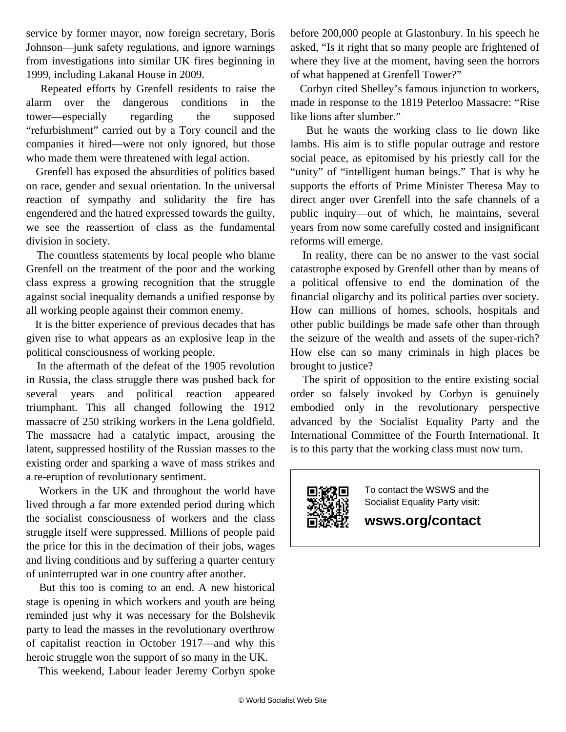service by former mayor, now foreign secretary, Boris Johnson—junk safety regulations, and ignore warnings from investigations into similar UK fires beginning in 1999, including Lakanal House in 2009.

Repeated efforts by Grenfell residents to raise the alarm over the dangerous conditions in the tower—especially regarding the supposed "refurbishment" carried out by a Tory council and the companies it hired—were not only ignored, but those who made them were threatened with legal action.

Grenfell has exposed the absurdities of politics based on race, gender and sexual orientation. In the universal reaction of sympathy and solidarity the fire has engendered and the hatred expressed towards the guilty, we see the reassertion of class as the fundamental division in society.

The countless statements by local people who blame Grenfell on the treatment of the poor and the working class express a growing recognition that the struggle against social inequality demands a unified response by all working people against their common enemy.

It is the bitter experience of previous decades that has given rise to what appears as an explosive leap in the political consciousness of working people.

In the aftermath of the defeat of the 1905 revolution in Russia, the class struggle there was pushed back for several years and political reaction appeared triumphant. This all changed following the 1912 massacre of 250 striking workers in the Lena goldfield. The massacre had a catalytic impact, arousing the latent, suppressed hostility of the Russian masses to the existing order and sparking a wave of mass strikes and a re-eruption of revolutionary sentiment.

Workers in the UK and throughout the world have lived through a far more extended period during which the socialist consciousness of workers and the class struggle itself were suppressed. Millions of people paid the price for this in the decimation of their jobs, wages and living conditions and by suffering a quarter century of uninterrupted war in one country after another.

But this too is coming to an end. A new historical stage is opening in which workers and youth are being reminded just why it was necessary for the Bolshevik party to lead the masses in the revolutionary overthrow of capitalist reaction in October 1917—and why this heroic struggle won the support of so many in the UK.

This weekend, Labour leader Jeremy Corbyn spoke before 200,000 people at Glastonbury. In his speech he asked, "Is it right that so many people are frightened of where they live at the moment, having seen the horrors of what happened at Grenfell Tower?"

Corbyn cited Shelley's famous injunction to workers, made in response to the 1819 Peterloo Massacre: "Rise like lions after slumber."

But he wants the working class to lie down like lambs. His aim is to stifle popular outrage and restore social peace, as epitomised by his priestly call for the "unity" of "intelligent human beings." That is why he supports the efforts of Prime Minister Theresa May to direct anger over Grenfell into the safe channels of a public inquiry—out of which, he maintains, several years from now some carefully costed and insignificant reforms will emerge.

In reality, there can be no answer to the vast social catastrophe exposed by Grenfell other than by means of a political offensive to end the domination of the financial oligarchy and its political parties over society. How can millions of homes, schools, hospitals and other public buildings be made safe other than through the seizure of the wealth and assets of the super-rich? How else can so many criminals in high places be brought to justice?

The spirit of opposition to the entire existing social order so falsely invoked by Corbyn is genuinely embodied only in the revolutionary perspective advanced by the Socialist Equality Party and the International Committee of the Fourth International. It is to this party that the working class must now turn.

To contact the WSWS and the Socialist Equality Party visit:

**wsws.org/contact**